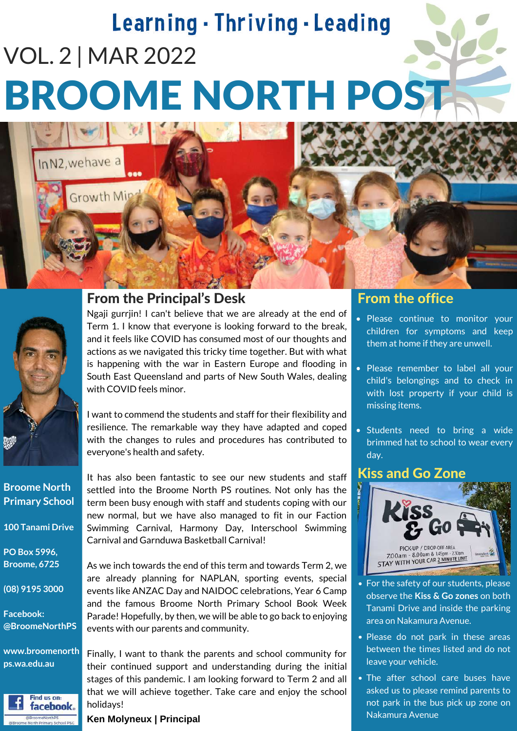Learning · Thriving · Leading

VOL. 2 | MAR 2022

# BROOME NORTH POST

## From the Principal's Desk

Ngaji gurrjin! I can't believe that we are already at the end of Term 1. I know that everyone is looking forward to the break, and it feels like COVID has consumed most of our thoughts and actions as we navigated this tricky time together. But with what is happening with the war in Eastern Europe and flooding in South East Queensland and parts of New South Wales, dealing with COVID feels minor.

I want to commend the students and staff for their flexibility and resilience. The remarkable way they have adapted and coped with the changes to rules and procedures has contributed to everyone's health and safety.

It has also been fantastic to see our new students and staff settled into the Broome North PS routines. Not only has the term been busy enough with staff and students coping with our new normal, but we have also managed to fit in our Faction Swimming Carnival, Harmony Day, Interschool Swimming Carnival and Garnduwa Basketball Carnival!

As we inch towards the end of this term and towards Term 2, we are already planning for NAPLAN, sporting events, special events like ANZAC Day and NAIDOC celebrations, Year 6 Camp and the famous Broome North Primary School Book Week Parade! Hopefully, by then, we will be able to go back to enjoying events with our parents and community.

Finally, I want to thank the parents and school community for their continued support and understanding during the initial stages of this pandemic. I am looking forward to Term 2 and all that we will achieve together. Take care and enjoy the school holidays!

**Ken Molyneux | Principal**

**Broome North Primary School**

**100 Tanami Drive**

**PO Box 5996, Broome, 6725**

**(08) 9195 3000**

**Facebook: @BroomeNorthPS**

**www.broomenorthps.wa.edu.au**

## From the office

- Please continue to monitor your children for symptoms and keep them at home if they are unwell.
- Please remember to label all your child's belongings and to check in with lost property if your child is missing items.
- Students need to bring a wide brimmed hat to school to wear every day.

## Kiss and Go Zone

- For the safety of our students, please observe the **Kiss & Go zones** on both Tanami Drive and inside the parking area on Nakamura Avenue.
- Please do not park in these areas between the times listed and do not leave your vehicle.
- The after school care buses have asked us to please remind parents to not park in the bus pick up zone on Nakamura Avenue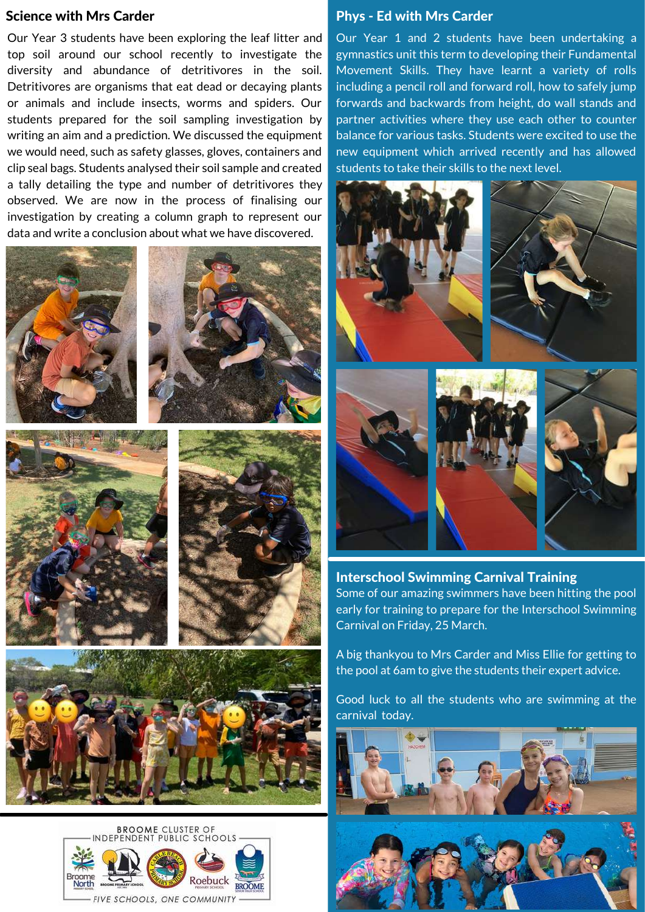## Science with Mrs Carder

Our Year 3 students have been exploring the leaf litter and top soil around our school recently to investigate the diversity and abundance of detritivores in the soil. Detritivores are organisms that eat dead or decaying plants or animals and include insects, worms and spiders. Our students prepared for the soil sampling investigation by writing an aim and a prediction. We discussed the equipment we would need, such as safety glasses, gloves, containers and clip seal bags. Students analysed their soil sample and created a tally detailing the type and number of detritivores they observed. We are now in the process of finalising our investigation by creating a column graph to represent our data and write a conclusion about what we have discovered.

## Phys - Ed with Mrs Carder

Our Year 1 and 2 students have been undertaking a gymnastics unit this term to developing their Fundamental Movement Skills. They have learnt a variety of rolls including a pencil roll and forward roll, how to safely jump forwards and backwards from height, do wall stands and partner activities where they use each other to counter balance for various tasks. Students were excited to use the new equipment which arrived recently and has allowed students to take their skills to the next level.

## Interschool Swimming Carnival Training

Some of our amazing swimmers have been hitting the pool early for training to prepare for the Interschool Swimming Carnival on Friday, 25 March.

A big thankyou to Mrs Carder and Miss Ellie for getting to the pool at 6am to give the students their expert advice.

Good luck to all the students who are swimming at the carnival today.

BROOME CLUSTER OF INDEPENDENT PUBLIC SCHOOLS

FIVE SCHOOLS, ONE COMMUNITY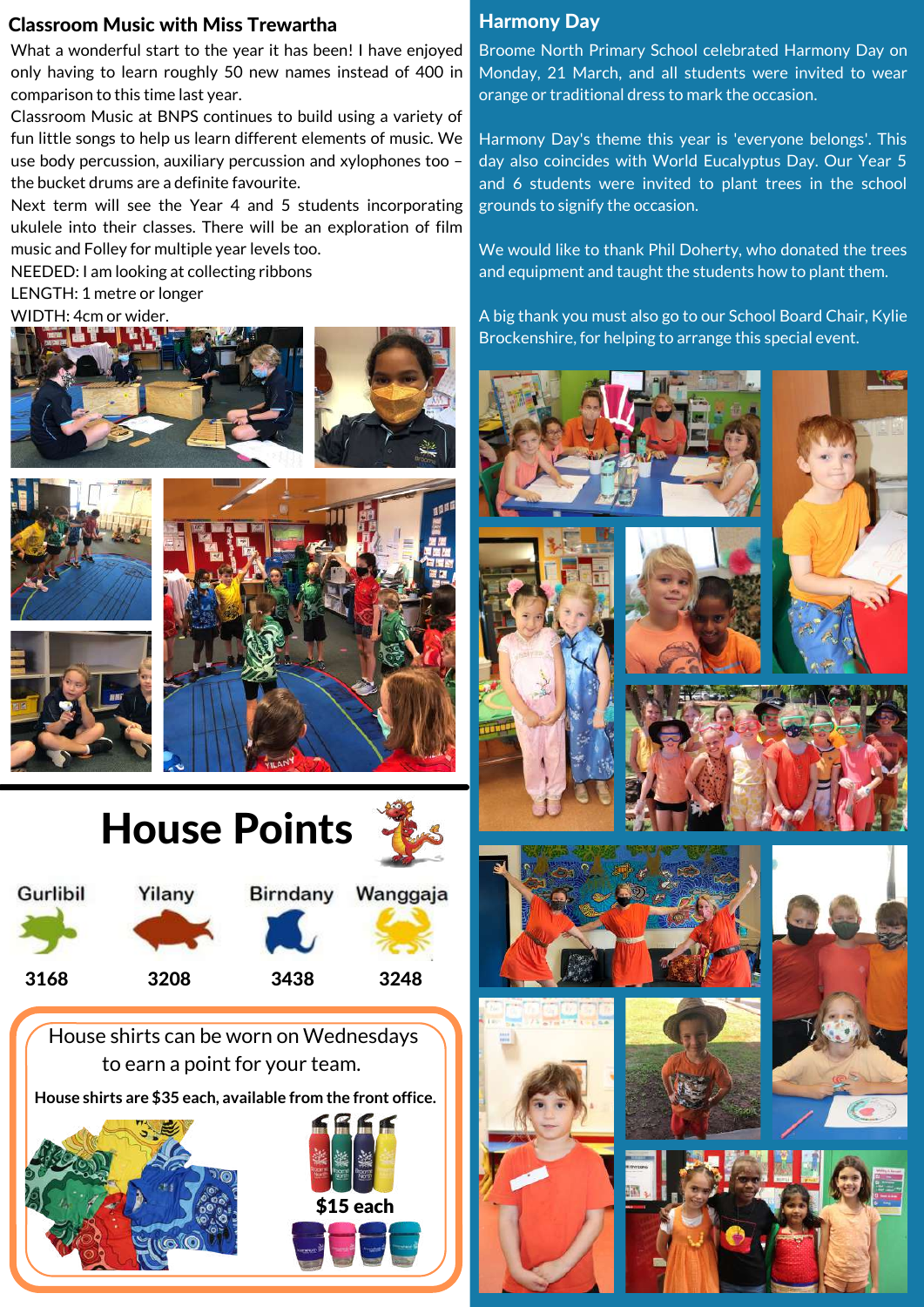## Classroom Music with Miss Trewartha

What a wonderful start to the year it has been! I have enjoyed only having to learn roughly 50 new names instead of 400 in comparison to this time last year.

Classroom Music at BNPS continues to build using a variety of fun little songs to help us learn different elements of music. We use body percussion, auxiliary percussion and xylophones too – the bucket drums are a definite favourite.

Next term will see the Year 4 and 5 students incorporating ukulele into their classes. There will be an exploration of film music and Folley for multiple year levels too.

NEEDED: I am looking at collecting ribbons
LENGTH: 1 metre or longer
WIDTH: 4cm or wider.

# House Points

| Gurlibil | Yilany | Birndany | Wanggaja |
|---|---|---|---|
| 3168 | 3208 | 3438 | 3248 |

House shirts can be worn on Wednesdays to earn a point for your team.

**House shirts are $35 each, available from the front office.**

**$15 each**

## Harmony Day

Broome North Primary School celebrated Harmony Day on Monday, 21 March, and all students were invited to wear orange or traditional dress to mark the occasion.

Harmony Day's theme this year is 'everyone belongs'. This day also coincides with World Eucalyptus Day. Our Year 5 and 6 students were invited to plant trees in the school grounds to signify the occasion.

We would like to thank Phil Doherty, who donated the trees and equipment and taught the students how to plant them.

A big thank you must also go to our School Board Chair, Kylie Brockenshire, for helping to arrange this special event.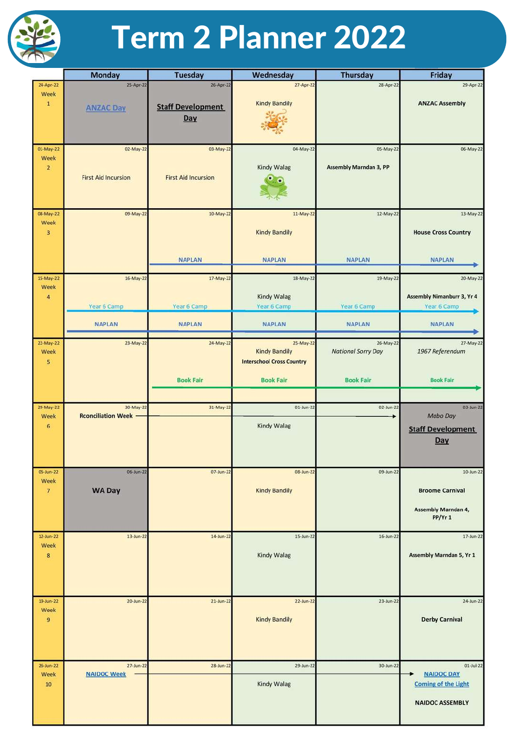# Term 2 Planner 2022

| | Monday | Tuesday | Wednesday | Thursday | Friday |
|---|---|---|---|---|---|
| 24-Apr-22 Week 1 | 25-Apr-22 ANZAC Day | 26-Apr-22 **Staff Development Day** | 27-Apr-22 Kindy Bandily | 28-Apr-22 | 29-Apr-22 **ANZAC Assembly** |
| 01-May-22 Week 2 | 02-May-22 First Aid Incursion | 03-May-22 First Aid Incursion | 04-May-22 Kindy Walag | 05-May-22 **Assembly Marndan 3, PP** | 06-May-22 |
| 08-May-22 Week 3 | 09-May-22 | 10-May-22 NAPLAN → | 11-May-22 Kindy Bandily NAPLAN | 12-May-22 NAPLAN | 13-May-22 **House Cross Country** NAPLAN → |
| 15-May-22 Week 4 | 16-May-22 Year 6 Camp → NAPLAN → | 17-May-22 Year 6 Camp NAPLAN | 18-May-22 Kindy Walag Year 6 Camp NAPLAN | 19-May-22 Year 6 Camp NAPLAN | 20-May-22 **Assembly Nimanburr 3, Yr 4** Year 6 Camp → NAPLAN → |
| 22-May-22 Week 5 | 23-May-22 | 24-May-22 **Book Fair** → | 25-May-22 Kindy Bandily **Interschool Cross Country** **Book Fair** | 26-May-22 *National Sorry Day* **Book Fair** | 27-May-22 *1967 Referendum* **Book Fair** → |
| 29-May-22 Week 6 | 30-May-22 **Rconciliation Week** → | 31-May-22 | 01-Jun-22 Kindy Walag | 02-Jun-22 → | 03-Jun-22 *Mabo Day* **Staff Development Day** |
| 05-Jun-22 Week 7 | 06-Jun-22 **WA Day** | 07-Jun-22 | 08-Jun-22 Kindy Bandily | 09-Jun-22 | 10-Jun-22 **Broome Carnival** **Assembly Marndan 4, PP/Yr 1** |
| 12-Jun-22 Week 8 | 13-Jun-22 | 14-Jun-22 | 15-Jun-22 Kindy Walag | 16-Jun-22 | 17-Jun-22 **Assembly Marndan 5, Yr 1** |
| 19-Jun-22 Week 9 | 20-Jun-22 | 21-Jun-22 | 22-Jun-22 Kindy Bandily | 23-Jun-22 | 24-Jun-22 **Derby Carnival** |
| 25-Jun-22 Week 10 | 27-Jun-22 **NAIDOC Week** → | 28-Jun-22 | 29-Jun-22 Kindy Walag | 30-Jun-22 → | 01-Jul-22 **NAIDOC DAY** **Coming of the Light** **NAIDOC ASSEMBLY** |